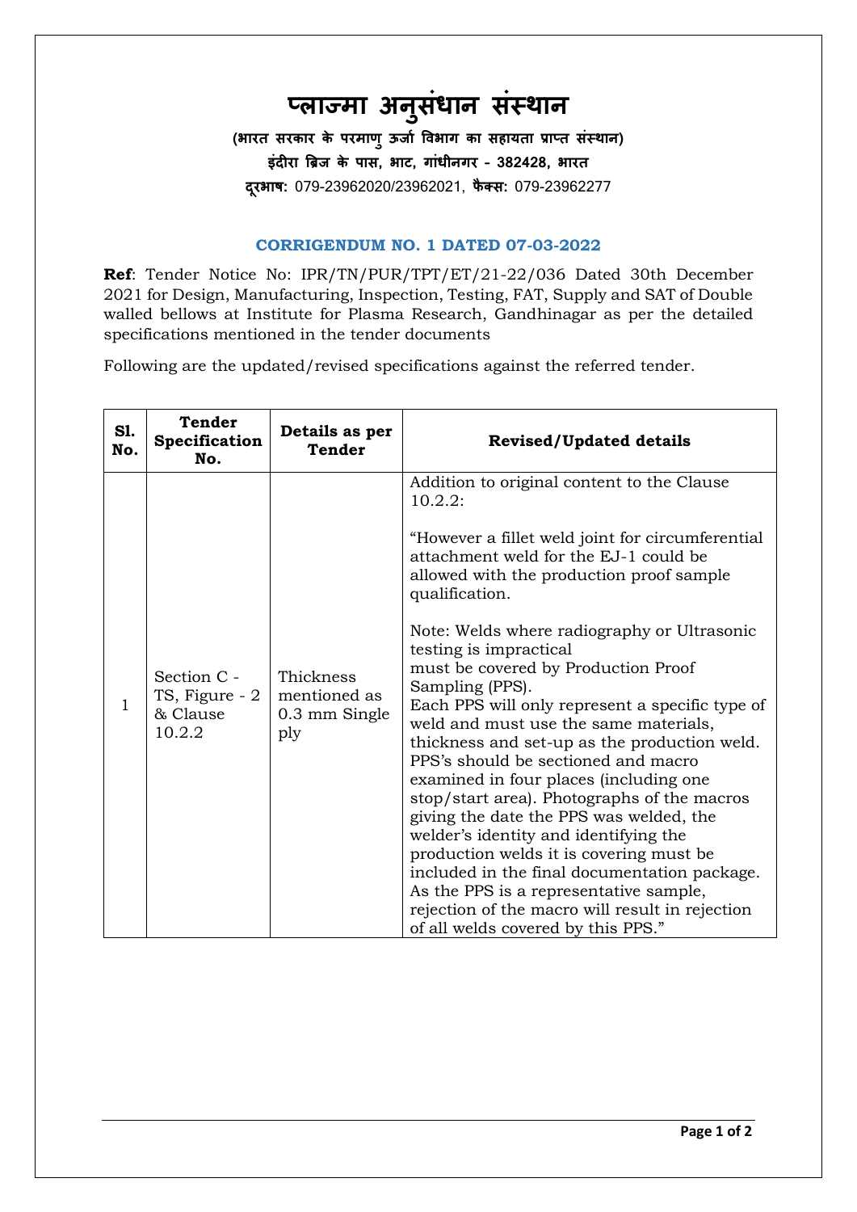# प्लाज्मा अनुसंधान संस्थान

**(भारत सरकार के परमाणु ऊर्जा विभाग का सहायता प्राप्त संस्थान)**

**इंदीरा ब्रिज के पास, भाट, गांधीनगर - 382428, भारत**

**दूरभाष:** 079-23962020/23962021, **फैक्स:** 079-23962277

## CORRIGENDUM NO. 1 DATED 07-03-2022

**Ref**: Tender Notice No: IPR/TN/PUR/TPT/ET/21-22/036 Dated 30th December 2021 for Design, Manufacturing, Inspection, Testing, FAT, Supply and SAT of Double walled bellows at Institute for Plasma Research, Gandhinagar as per the detailed specifications mentioned in the tender documents

Following are the updated/revised specifications against the referred tender.

| Sl. No. | Tender Specification No. | Details as per Tender | Revised/Updated details |
|---|---|---|---|
| 1 | Section C - TS, Figure - 2 & Clause 10.2.2 | Thickness mentioned as 0.3 mm Single ply | Addition to original content to the Clause 10.2.2:<br><br>"However a fillet weld joint for circumferential attachment weld for the EJ-1 could be allowed with the production proof sample qualification.<br><br>Note: Welds where radiography or Ultrasonic testing is impractical must be covered by Production Proof Sampling (PPS).<br>Each PPS will only represent a specific type of weld and must use the same materials, thickness and set-up as the production weld. PPS's should be sectioned and macro examined in four places (including one stop/start area). Photographs of the macros giving the date the PPS was welded, the welder's identity and identifying the production welds it is covering must be included in the final documentation package. As the PPS is a representative sample, rejection of the macro will result in rejection of all welds covered by this PPS." |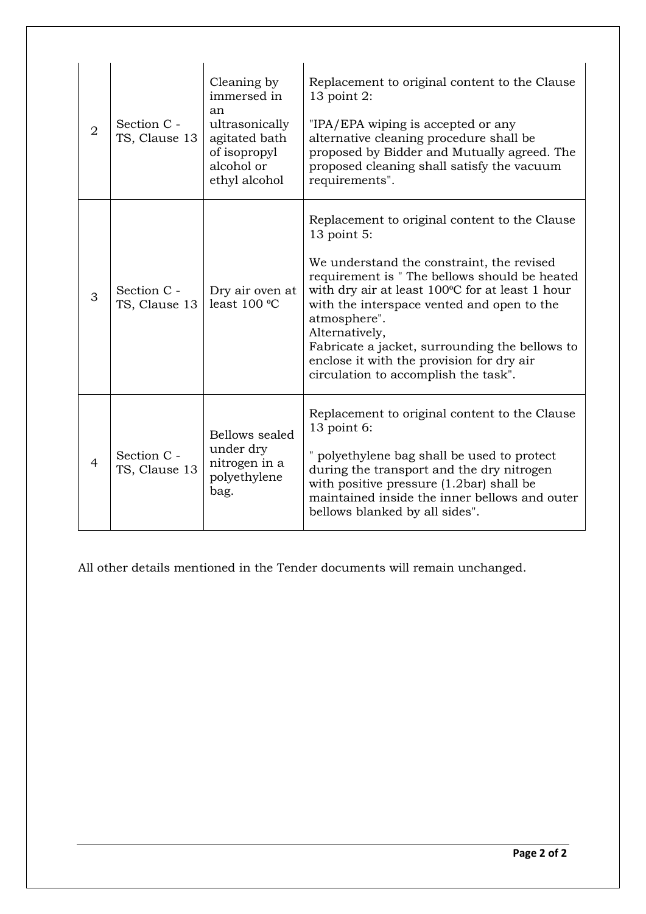| | | | |
|---|---|---|---|
| 2 | Section C - TS, Clause 13 | Cleaning by immersed in an ultrasonically agitated bath of isopropyl alcohol or ethyl alcohol | Replacement to original content to the Clause 13 point 2:<br><br>"IPA/EPA wiping is accepted or any alternative cleaning procedure shall be proposed by Bidder and Mutually agreed. The proposed cleaning shall satisfy the vacuum requirements". |
| 3 | Section C - TS, Clause 13 | Dry air oven at least 100 ºC | Replacement to original content to the Clause 13 point 5:<br><br>We understand the constraint, the revised requirement is " The bellows should be heated with dry air at least 100ºC for at least 1 hour with the interspace vented and open to the atmosphere".<br>Alternatively,<br>Fabricate a jacket, surrounding the bellows to enclose it with the provision for dry air circulation to accomplish the task". |
| 4 | Section C - TS, Clause 13 | Bellows sealed under dry nitrogen in a polyethylene bag. | Replacement to original content to the Clause 13 point 6:<br><br>" polyethylene bag shall be used to protect during the transport and the dry nitrogen with positive pressure (1.2bar) shall be maintained inside the inner bellows and outer bellows blanked by all sides". |

All other details mentioned in the Tender documents will remain unchanged.